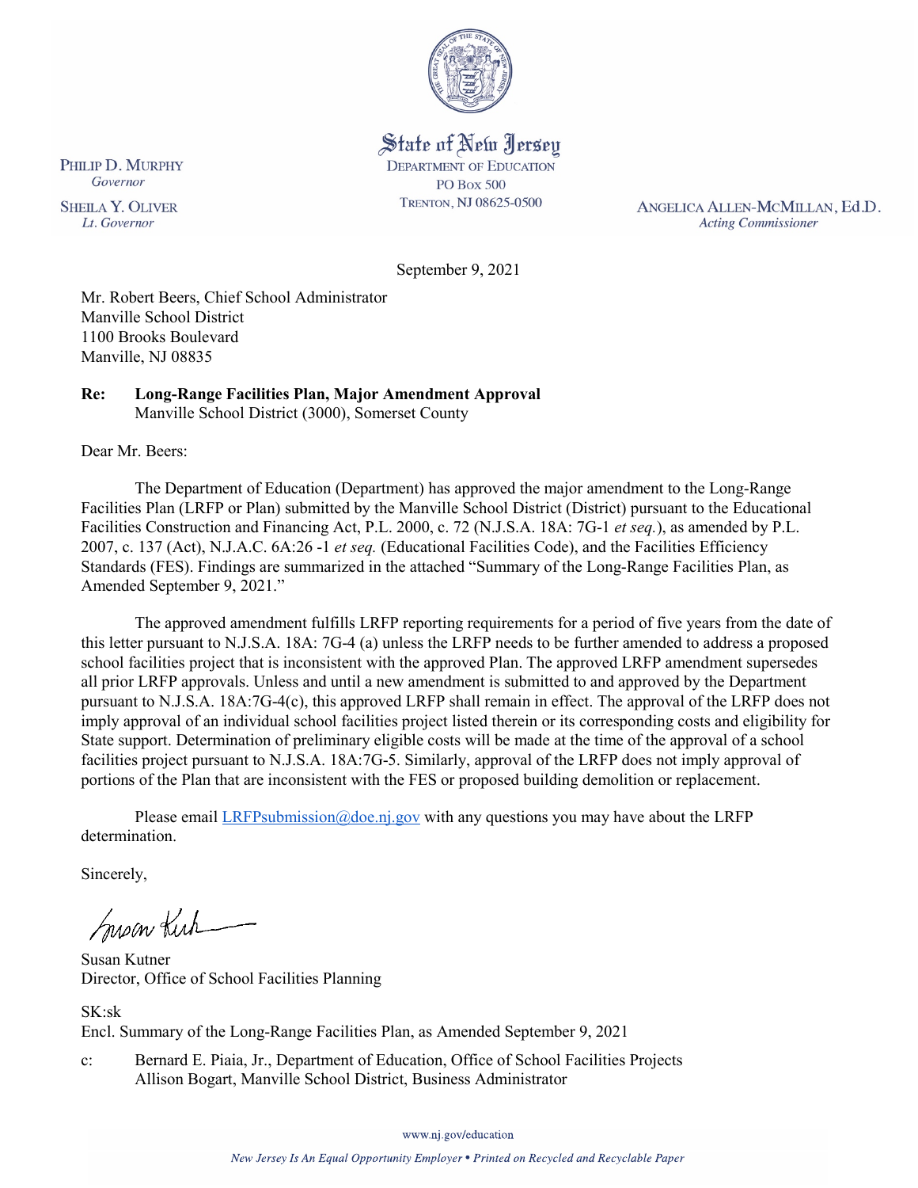State of New Jersey
DEPARTMENT OF EDUCATION
PO Box 500
TRENTON, NJ 08625-0500

PHILIP D. MURPHY
*Governor*

SHEILA Y. OLIVER
*Lt. Governor*

ANGELICA ALLEN-MCMILLAN, Ed.D.
*Acting Commissioner*

September 9, 2021

Mr. Robert Beers, Chief School Administrator
Manville School District
1100 Brooks Boulevard
Manville, NJ 08835

**Re: Long-Range Facilities Plan, Major Amendment Approval**
Manville School District (3000), Somerset County

Dear Mr. Beers:

The Department of Education (Department) has approved the major amendment to the Long-Range Facilities Plan (LRFP or Plan) submitted by the Manville School District (District) pursuant to the Educational Facilities Construction and Financing Act, P.L. 2000, c. 72 (N.J.S.A. 18A: 7G-1 *et seq.*), as amended by P.L. 2007, c. 137 (Act), N.J.A.C. 6A:26 -1 *et seq.* (Educational Facilities Code), and the Facilities Efficiency Standards (FES). Findings are summarized in the attached "Summary of the Long-Range Facilities Plan, as Amended September 9, 2021."

The approved amendment fulfills LRFP reporting requirements for a period of five years from the date of this letter pursuant to N.J.S.A. 18A: 7G-4 (a) unless the LRFP needs to be further amended to address a proposed school facilities project that is inconsistent with the approved Plan. The approved LRFP amendment supersedes all prior LRFP approvals. Unless and until a new amendment is submitted to and approved by the Department pursuant to N.J.S.A. 18A:7G-4(c), this approved LRFP shall remain in effect. The approval of the LRFP does not imply approval of an individual school facilities project listed therein or its corresponding costs and eligibility for State support. Determination of preliminary eligible costs will be made at the time of the approval of a school facilities project pursuant to N.J.S.A. 18A:7G-5. Similarly, approval of the LRFP does not imply approval of portions of the Plan that are inconsistent with the FES or proposed building demolition or replacement.

Please email LRFPsubmission@doe.nj.gov with any questions you may have about the LRFP determination.

Sincerely,

Susan Kutner
Director, Office of School Facilities Planning

SK:sk
Encl. Summary of the Long-Range Facilities Plan, as Amended September 9, 2021

c: Bernard E. Piaia, Jr., Department of Education, Office of School Facilities Projects
Allison Bogart, Manville School District, Business Administrator

www.nj.gov/education

*New Jersey Is An Equal Opportunity Employer • Printed on Recycled and Recyclable Paper*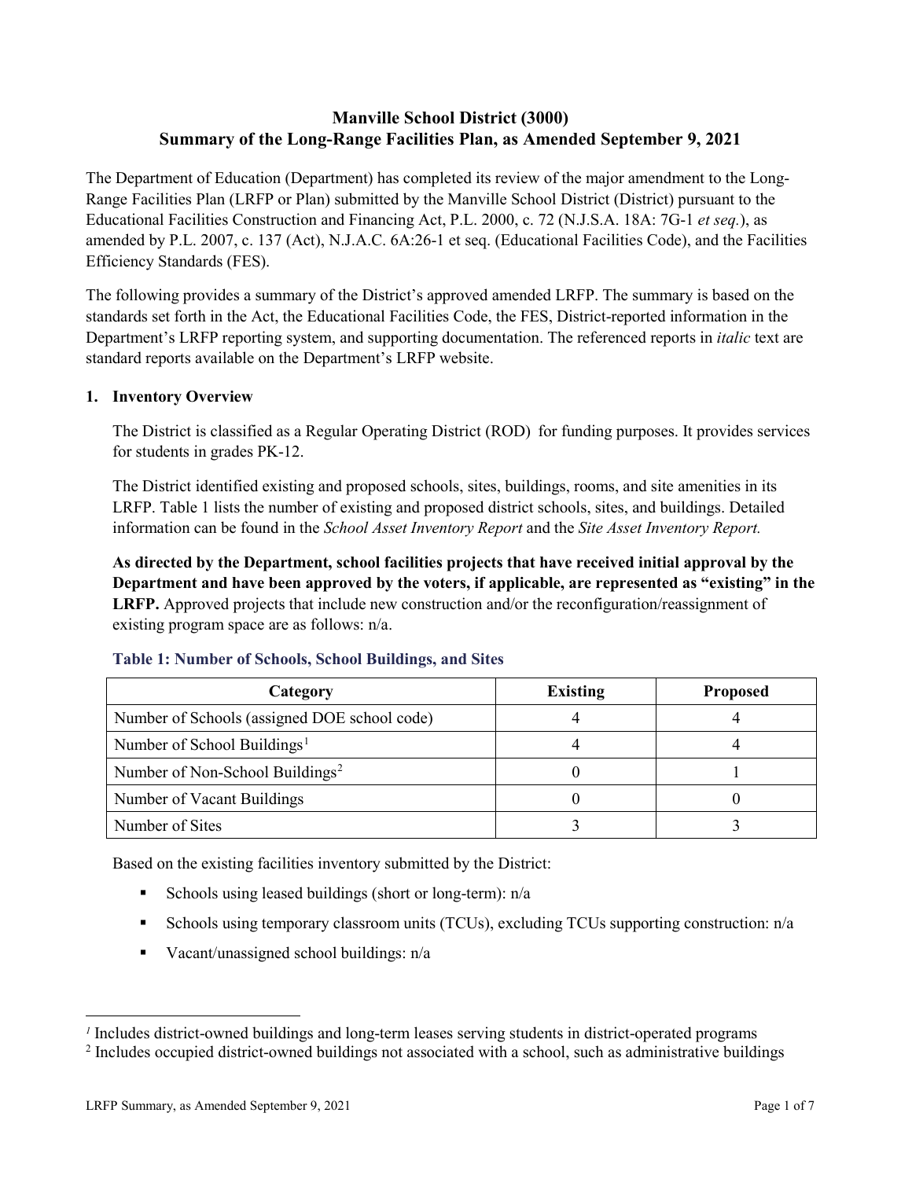# Manville School District (3000)
## Summary of the Long-Range Facilities Plan, as Amended September 9, 2021

The Department of Education (Department) has completed its review of the major amendment to the Long-Range Facilities Plan (LRFP or Plan) submitted by the Manville School District (District) pursuant to the Educational Facilities Construction and Financing Act, P.L. 2000, c. 72 (N.J.S.A. 18A: 7G-1 *et seq.*), as amended by P.L. 2007, c. 137 (Act), N.J.A.C. 6A:26-1 et seq. (Educational Facilities Code), and the Facilities Efficiency Standards (FES).

The following provides a summary of the District's approved amended LRFP. The summary is based on the standards set forth in the Act, the Educational Facilities Code, the FES, District-reported information in the Department's LRFP reporting system, and supporting documentation. The referenced reports in *italic* text are standard reports available on the Department's LRFP website.

### 1. Inventory Overview

The District is classified as a Regular Operating District (ROD) for funding purposes. It provides services for students in grades PK-12.

The District identified existing and proposed schools, sites, buildings, rooms, and site amenities in its LRFP. Table 1 lists the number of existing and proposed district schools, sites, and buildings. Detailed information can be found in the *School Asset Inventory Report* and the *Site Asset Inventory Report.*

**As directed by the Department, school facilities projects that have received initial approval by the Department and have been approved by the voters, if applicable, are represented as "existing" in the LRFP.** Approved projects that include new construction and/or the reconfiguration/reassignment of existing program space are as follows: n/a.

**Table 1: Number of Schools, School Buildings, and Sites**

| Category | Existing | Proposed |
|---|---|---|
| Number of Schools (assigned DOE school code) | 4 | 4 |
| Number of School Buildings[1] | 4 | 4 |
| Number of Non-School Buildings[2] | 0 | 1 |
| Number of Vacant Buildings | 0 | 0 |
| Number of Sites | 3 | 3 |

Based on the existing facilities inventory submitted by the District:

- Schools using leased buildings (short or long-term): n/a
- Schools using temporary classroom units (TCUs), excluding TCUs supporting construction: n/a
- Vacant/unassigned school buildings: n/a

[1] Includes district-owned buildings and long-term leases serving students in district-operated programs

[2] Includes occupied district-owned buildings not associated with a school, such as administrative buildings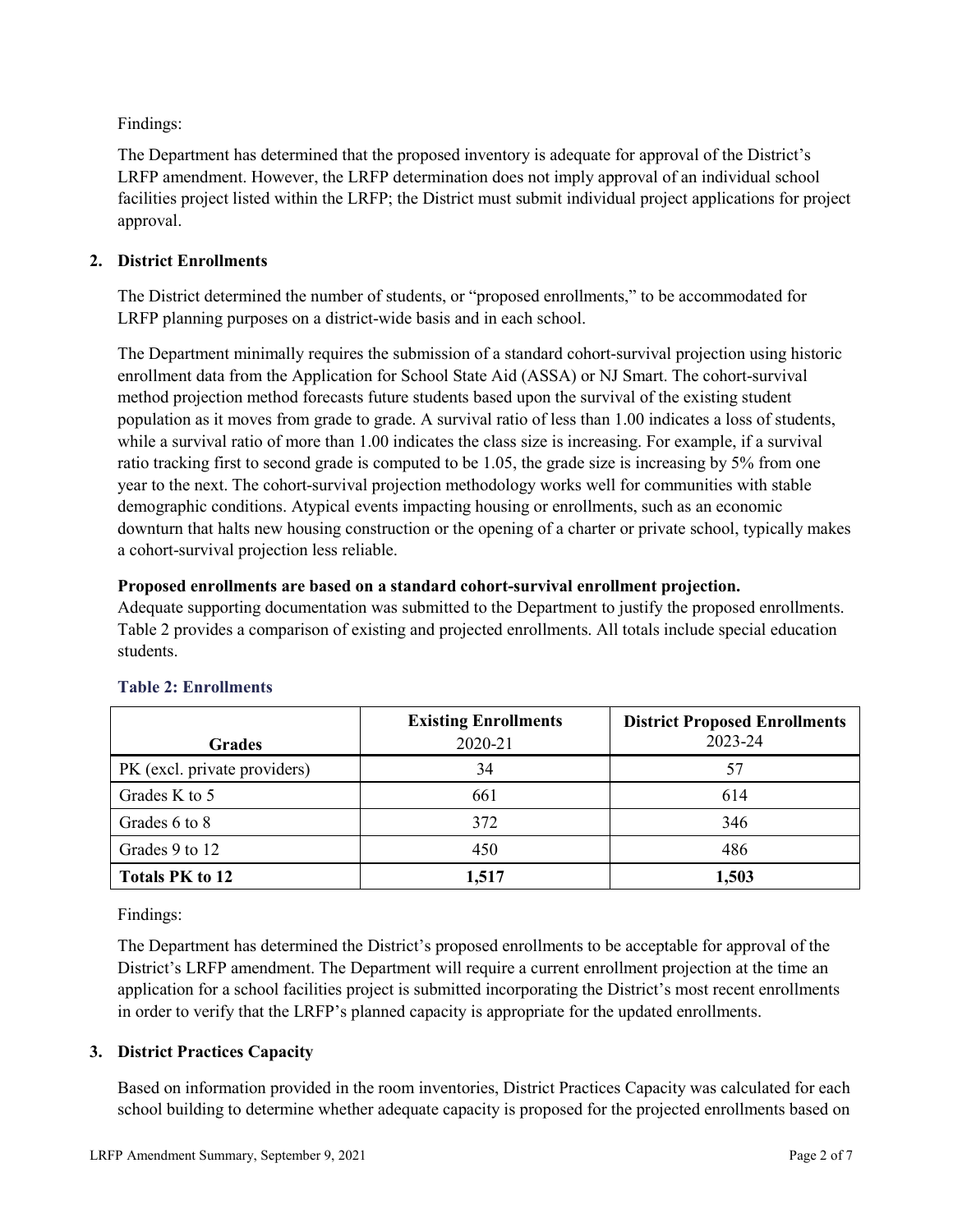Findings:

The Department has determined that the proposed inventory is adequate for approval of the District's LRFP amendment. However, the LRFP determination does not imply approval of an individual school facilities project listed within the LRFP; the District must submit individual project applications for project approval.

## 2. District Enrollments

The District determined the number of students, or "proposed enrollments," to be accommodated for LRFP planning purposes on a district-wide basis and in each school.

The Department minimally requires the submission of a standard cohort-survival projection using historic enrollment data from the Application for School State Aid (ASSA) or NJ Smart. The cohort-survival method projection method forecasts future students based upon the survival of the existing student population as it moves from grade to grade. A survival ratio of less than 1.00 indicates a loss of students, while a survival ratio of more than 1.00 indicates the class size is increasing. For example, if a survival ratio tracking first to second grade is computed to be 1.05, the grade size is increasing by 5% from one year to the next. The cohort-survival projection methodology works well for communities with stable demographic conditions. Atypical events impacting housing or enrollments, such as an economic downturn that halts new housing construction or the opening of a charter or private school, typically makes a cohort-survival projection less reliable.

**Proposed enrollments are based on a standard cohort-survival enrollment projection.**
Adequate supporting documentation was submitted to the Department to justify the proposed enrollments. Table 2 provides a comparison of existing and projected enrollments. All totals include special education students.

### Table 2: Enrollments

| Grades | Existing Enrollments 2020-21 | District Proposed Enrollments 2023-24 |
|---|---|---|
| PK (excl. private providers) | 34 | 57 |
| Grades K to 5 | 661 | 614 |
| Grades 6 to 8 | 372 | 346 |
| Grades 9 to 12 | 450 | 486 |
| **Totals PK to 12** | **1,517** | **1,503** |

Findings:

The Department has determined the District's proposed enrollments to be acceptable for approval of the District's LRFP amendment. The Department will require a current enrollment projection at the time an application for a school facilities project is submitted incorporating the District's most recent enrollments in order to verify that the LRFP's planned capacity is appropriate for the updated enrollments.

## 3. District Practices Capacity

Based on information provided in the room inventories, District Practices Capacity was calculated for each school building to determine whether adequate capacity is proposed for the projected enrollments based on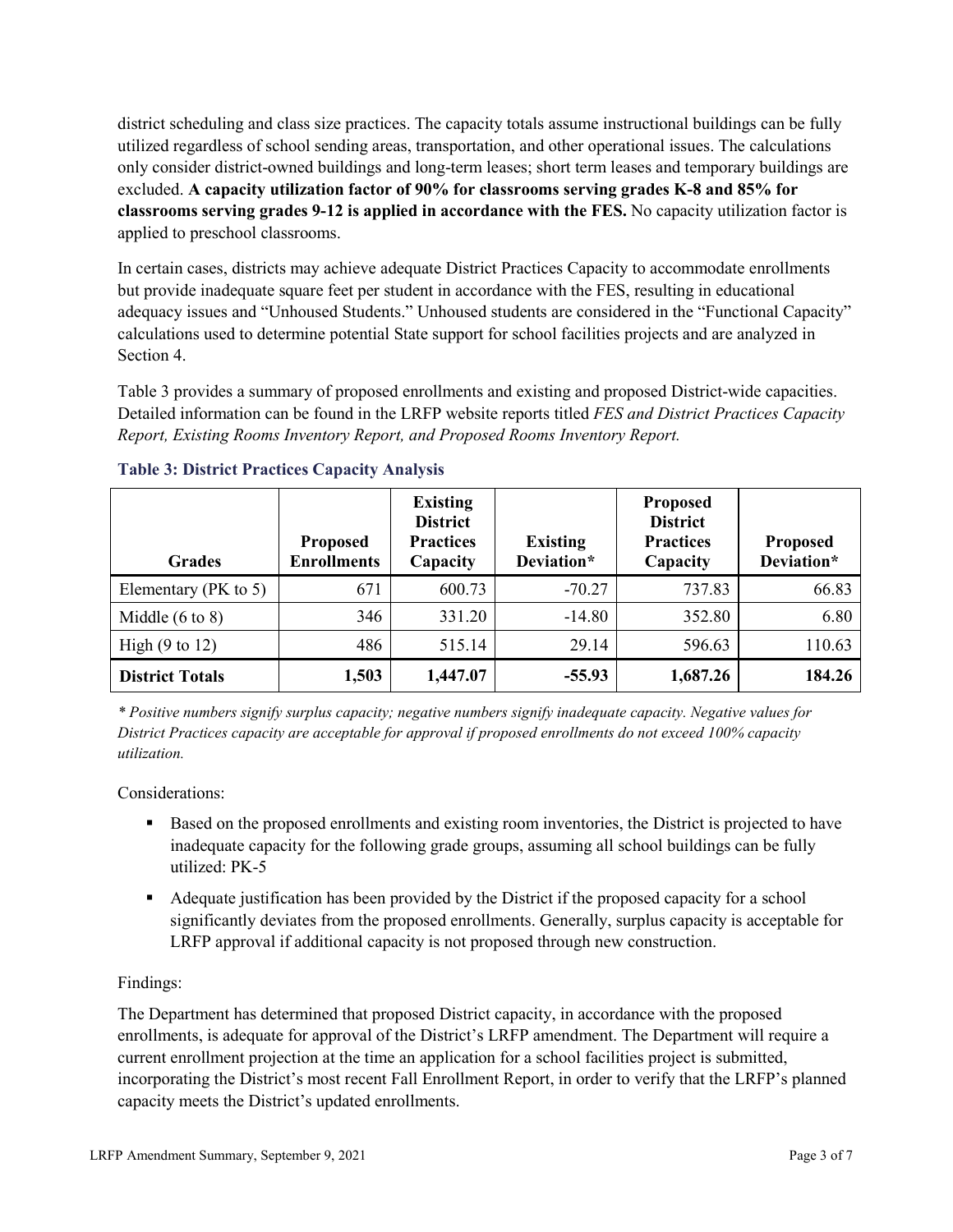district scheduling and class size practices. The capacity totals assume instructional buildings can be fully utilized regardless of school sending areas, transportation, and other operational issues. The calculations only consider district-owned buildings and long-term leases; short term leases and temporary buildings are excluded. **A capacity utilization factor of 90% for classrooms serving grades K-8 and 85% for classrooms serving grades 9-12 is applied in accordance with the FES.** No capacity utilization factor is applied to preschool classrooms.

In certain cases, districts may achieve adequate District Practices Capacity to accommodate enrollments but provide inadequate square feet per student in accordance with the FES, resulting in educational adequacy issues and "Unhoused Students." Unhoused students are considered in the "Functional Capacity" calculations used to determine potential State support for school facilities projects and are analyzed in Section 4.

Table 3 provides a summary of proposed enrollments and existing and proposed District-wide capacities. Detailed information can be found in the LRFP website reports titled *FES and District Practices Capacity Report, Existing Rooms Inventory Report, and Proposed Rooms Inventory Report.*

### Table 3: District Practices Capacity Analysis

| Grades | Proposed Enrollments | Existing District Practices Capacity | Existing Deviation* | Proposed District Practices Capacity | Proposed Deviation* |
|---|---|---|---|---|---|
| Elementary (PK to 5) | 671 | 600.73 | -70.27 | 737.83 | 66.83 |
| Middle (6 to 8) | 346 | 331.20 | -14.80 | 352.80 | 6.80 |
| High (9 to 12) | 486 | 515.14 | 29.14 | 596.63 | 110.63 |
| **District Totals** | **1,503** | **1,447.07** | **-55.93** | **1,687.26** | **184.26** |

*\* Positive numbers signify surplus capacity; negative numbers signify inadequate capacity. Negative values for District Practices capacity are acceptable for approval if proposed enrollments do not exceed 100% capacity utilization.*

Considerations:

- Based on the proposed enrollments and existing room inventories, the District is projected to have inadequate capacity for the following grade groups, assuming all school buildings can be fully utilized: PK-5
- Adequate justification has been provided by the District if the proposed capacity for a school significantly deviates from the proposed enrollments. Generally, surplus capacity is acceptable for LRFP approval if additional capacity is not proposed through new construction.

Findings:

The Department has determined that proposed District capacity, in accordance with the proposed enrollments, is adequate for approval of the District's LRFP amendment. The Department will require a current enrollment projection at the time an application for a school facilities project is submitted, incorporating the District's most recent Fall Enrollment Report, in order to verify that the LRFP's planned capacity meets the District's updated enrollments.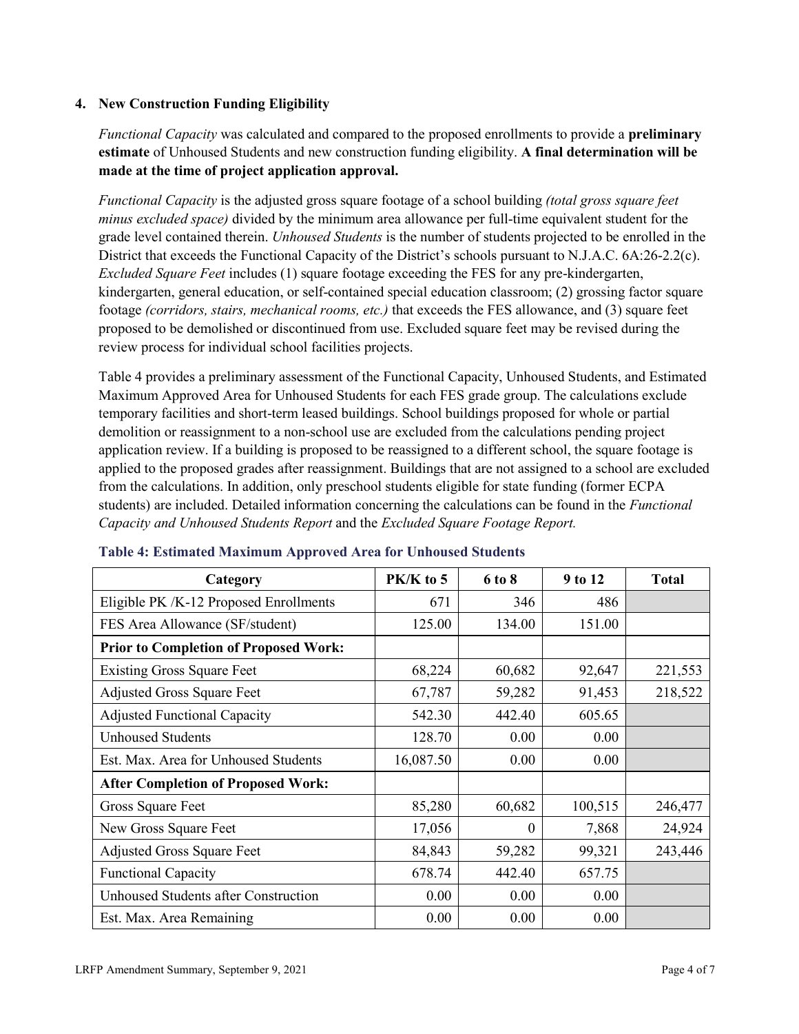### 4. New Construction Funding Eligibility

*Functional Capacity* was calculated and compared to the proposed enrollments to provide a **preliminary estimate** of Unhoused Students and new construction funding eligibility. **A final determination will be made at the time of project application approval.**

*Functional Capacity* is the adjusted gross square footage of a school building *(total gross square feet minus excluded space)* divided by the minimum area allowance per full-time equivalent student for the grade level contained therein. *Unhoused Students* is the number of students projected to be enrolled in the District that exceeds the Functional Capacity of the District's schools pursuant to N.J.A.C. 6A:26-2.2(c). *Excluded Square Feet* includes (1) square footage exceeding the FES for any pre-kindergarten, kindergarten, general education, or self-contained special education classroom; (2) grossing factor square footage *(corridors, stairs, mechanical rooms, etc.)* that exceeds the FES allowance, and (3) square feet proposed to be demolished or discontinued from use. Excluded square feet may be revised during the review process for individual school facilities projects.

Table 4 provides a preliminary assessment of the Functional Capacity, Unhoused Students, and Estimated Maximum Approved Area for Unhoused Students for each FES grade group. The calculations exclude temporary facilities and short-term leased buildings. School buildings proposed for whole or partial demolition or reassignment to a non-school use are excluded from the calculations pending project application review. If a building is proposed to be reassigned to a different school, the square footage is applied to the proposed grades after reassignment. Buildings that are not assigned to a school are excluded from the calculations. In addition, only preschool students eligible for state funding (former ECPA students) are included. Detailed information concerning the calculations can be found in the *Functional Capacity and Unhoused Students Report* and the *Excluded Square Footage Report.*

**Table 4: Estimated Maximum Approved Area for Unhoused Students**

| Category | PK/K to 5 | 6 to 8 | 9 to 12 | Total |
|---|---|---|---|---|
| Eligible PK /K-12 Proposed Enrollments | 671 | 346 | 486 | |
| FES Area Allowance (SF/student) | 125.00 | 134.00 | 151.00 | |
| **Prior to Completion of Proposed Work:** | | | | |
| Existing Gross Square Feet | 68,224 | 60,682 | 92,647 | 221,553 |
| Adjusted Gross Square Feet | 67,787 | 59,282 | 91,453 | 218,522 |
| Adjusted Functional Capacity | 542.30 | 442.40 | 605.65 | |
| Unhoused Students | 128.70 | 0.00 | 0.00 | |
| Est. Max. Area for Unhoused Students | 16,087.50 | 0.00 | 0.00 | |
| **After Completion of Proposed Work:** | | | | |
| Gross Square Feet | 85,280 | 60,682 | 100,515 | 246,477 |
| New Gross Square Feet | 17,056 | 0 | 7,868 | 24,924 |
| Adjusted Gross Square Feet | 84,843 | 59,282 | 99,321 | 243,446 |
| Functional Capacity | 678.74 | 442.40 | 657.75 | |
| Unhoused Students after Construction | 0.00 | 0.00 | 0.00 | |
| Est. Max. Area Remaining | 0.00 | 0.00 | 0.00 | |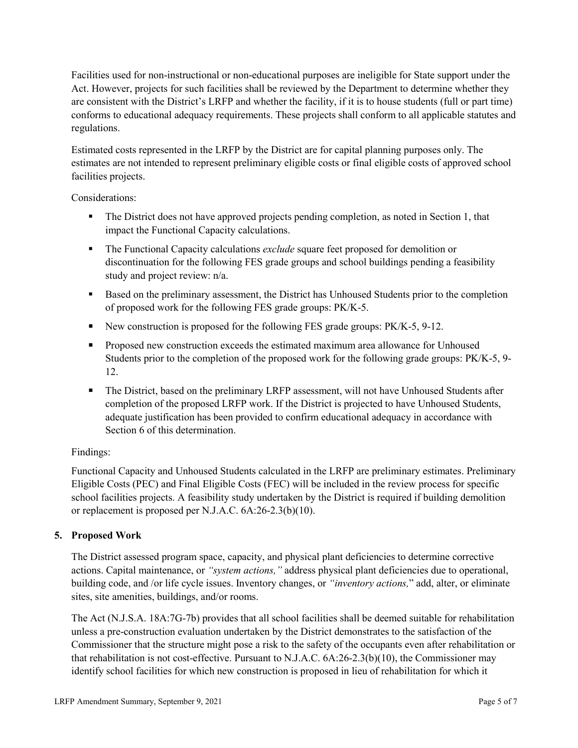Facilities used for non-instructional or non-educational purposes are ineligible for State support under the Act. However, projects for such facilities shall be reviewed by the Department to determine whether they are consistent with the District's LRFP and whether the facility, if it is to house students (full or part time) conforms to educational adequacy requirements. These projects shall conform to all applicable statutes and regulations.

Estimated costs represented in the LRFP by the District are for capital planning purposes only. The estimates are not intended to represent preliminary eligible costs or final eligible costs of approved school facilities projects.

Considerations:

- The District does not have approved projects pending completion, as noted in Section 1, that impact the Functional Capacity calculations.
- The Functional Capacity calculations *exclude* square feet proposed for demolition or discontinuation for the following FES grade groups and school buildings pending a feasibility study and project review: n/a.
- Based on the preliminary assessment, the District has Unhoused Students prior to the completion of proposed work for the following FES grade groups: PK/K-5.
- New construction is proposed for the following FES grade groups: PK/K-5, 9-12.
- Proposed new construction exceeds the estimated maximum area allowance for Unhoused Students prior to the completion of the proposed work for the following grade groups: PK/K-5, 9-12.
- The District, based on the preliminary LRFP assessment, will not have Unhoused Students after completion of the proposed LRFP work. If the District is projected to have Unhoused Students, adequate justification has been provided to confirm educational adequacy in accordance with Section 6 of this determination.

Findings:

Functional Capacity and Unhoused Students calculated in the LRFP are preliminary estimates. Preliminary Eligible Costs (PEC) and Final Eligible Costs (FEC) will be included in the review process for specific school facilities projects. A feasibility study undertaken by the District is required if building demolition or replacement is proposed per N.J.A.C. 6A:26-2.3(b)(10).

## 5. Proposed Work

The District assessed program space, capacity, and physical plant deficiencies to determine corrective actions. Capital maintenance, or *"system actions,"* address physical plant deficiencies due to operational, building code, and /or life cycle issues. Inventory changes, or *"inventory actions,"* add, alter, or eliminate sites, site amenities, buildings, and/or rooms.

The Act (N.J.S.A. 18A:7G-7b) provides that all school facilities shall be deemed suitable for rehabilitation unless a pre-construction evaluation undertaken by the District demonstrates to the satisfaction of the Commissioner that the structure might pose a risk to the safety of the occupants even after rehabilitation or that rehabilitation is not cost-effective. Pursuant to N.J.A.C. 6A:26-2.3(b)(10), the Commissioner may identify school facilities for which new construction is proposed in lieu of rehabilitation for which it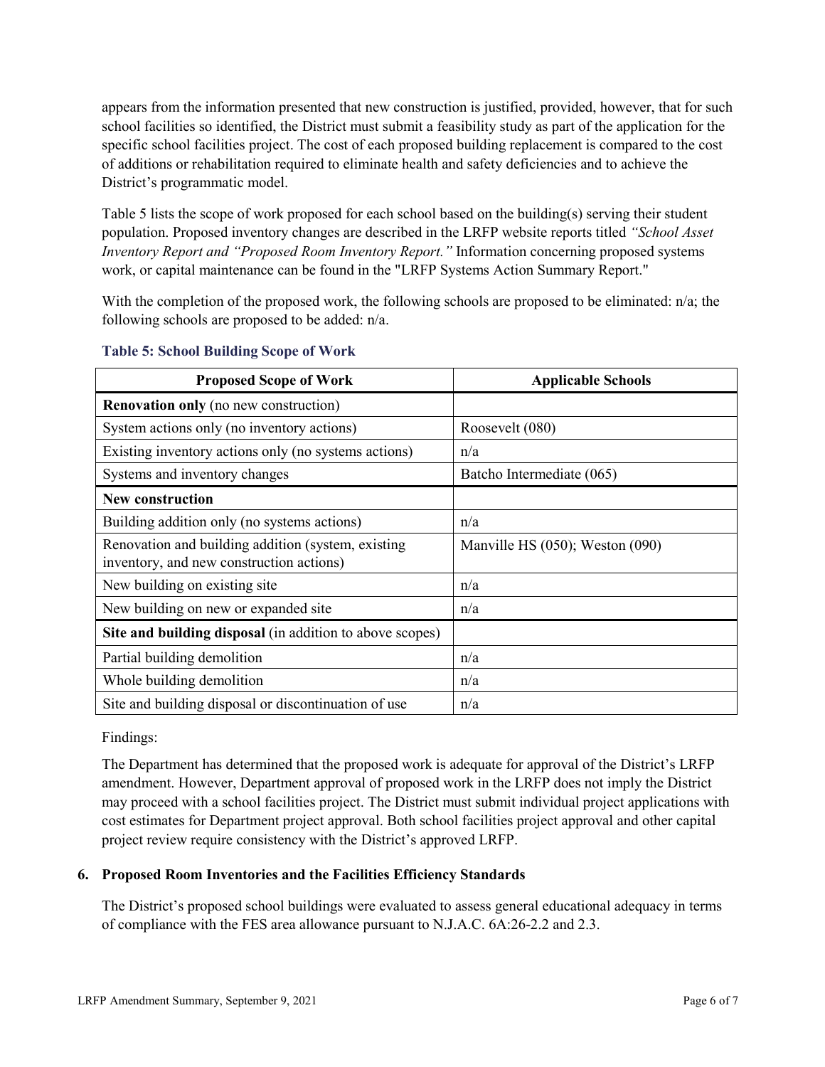appears from the information presented that new construction is justified, provided, however, that for such school facilities so identified, the District must submit a feasibility study as part of the application for the specific school facilities project. The cost of each proposed building replacement is compared to the cost of additions or rehabilitation required to eliminate health and safety deficiencies and to achieve the District's programmatic model.

Table 5 lists the scope of work proposed for each school based on the building(s) serving their student population. Proposed inventory changes are described in the LRFP website reports titled *"School Asset Inventory Report and "Proposed Room Inventory Report."* Information concerning proposed systems work, or capital maintenance can be found in the "LRFP Systems Action Summary Report."

With the completion of the proposed work, the following schools are proposed to be eliminated: n/a; the following schools are proposed to be added: n/a.

### Table 5: School Building Scope of Work

| Proposed Scope of Work | Applicable Schools |
|---|---|
| **Renovation only** (no new construction) | |
| System actions only (no inventory actions) | Roosevelt (080) |
| Existing inventory actions only (no systems actions) | n/a |
| Systems and inventory changes | Batcho Intermediate (065) |
| **New construction** | |
| Building addition only (no systems actions) | n/a |
| Renovation and building addition (system, existing inventory, and new construction actions) | Manville HS (050); Weston (090) |
| New building on existing site | n/a |
| New building on new or expanded site | n/a |
| **Site and building disposal** (in addition to above scopes) | |
| Partial building demolition | n/a |
| Whole building demolition | n/a |
| Site and building disposal or discontinuation of use | n/a |

Findings:

The Department has determined that the proposed work is adequate for approval of the District's LRFP amendment. However, Department approval of proposed work in the LRFP does not imply the District may proceed with a school facilities project. The District must submit individual project applications with cost estimates for Department project approval. Both school facilities project approval and other capital project review require consistency with the District's approved LRFP.

### 6. Proposed Room Inventories and the Facilities Efficiency Standards

The District's proposed school buildings were evaluated to assess general educational adequacy in terms of compliance with the FES area allowance pursuant to N.J.A.C. 6A:26-2.2 and 2.3.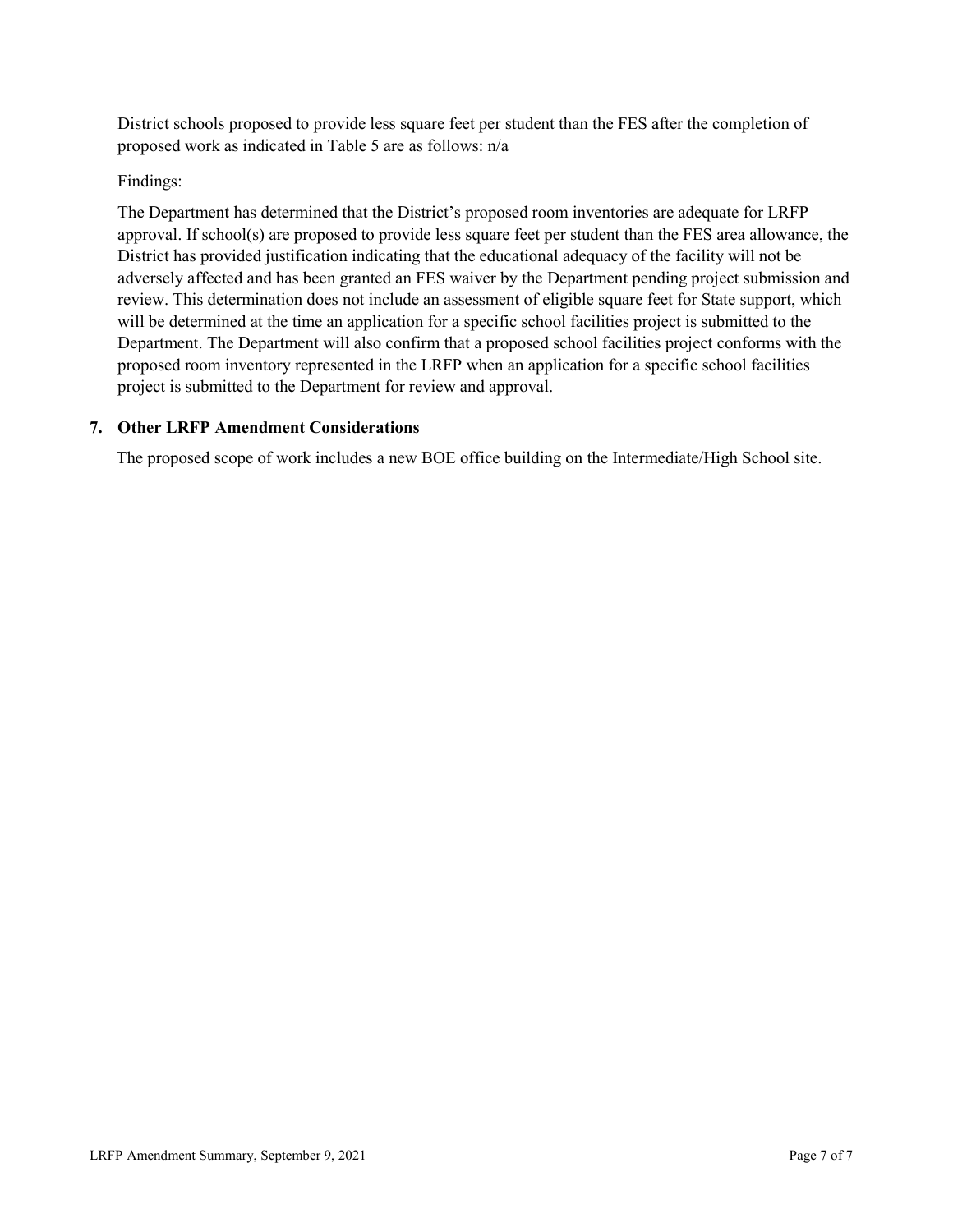District schools proposed to provide less square feet per student than the FES after the completion of proposed work as indicated in Table 5 are as follows: n/a

Findings:

The Department has determined that the District's proposed room inventories are adequate for LRFP approval. If school(s) are proposed to provide less square feet per student than the FES area allowance, the District has provided justification indicating that the educational adequacy of the facility will not be adversely affected and has been granted an FES waiver by the Department pending project submission and review. This determination does not include an assessment of eligible square feet for State support, which will be determined at the time an application for a specific school facilities project is submitted to the Department. The Department will also confirm that a proposed school facilities project conforms with the proposed room inventory represented in the LRFP when an application for a specific school facilities project is submitted to the Department for review and approval.

## 7. Other LRFP Amendment Considerations

The proposed scope of work includes a new BOE office building on the Intermediate/High School site.